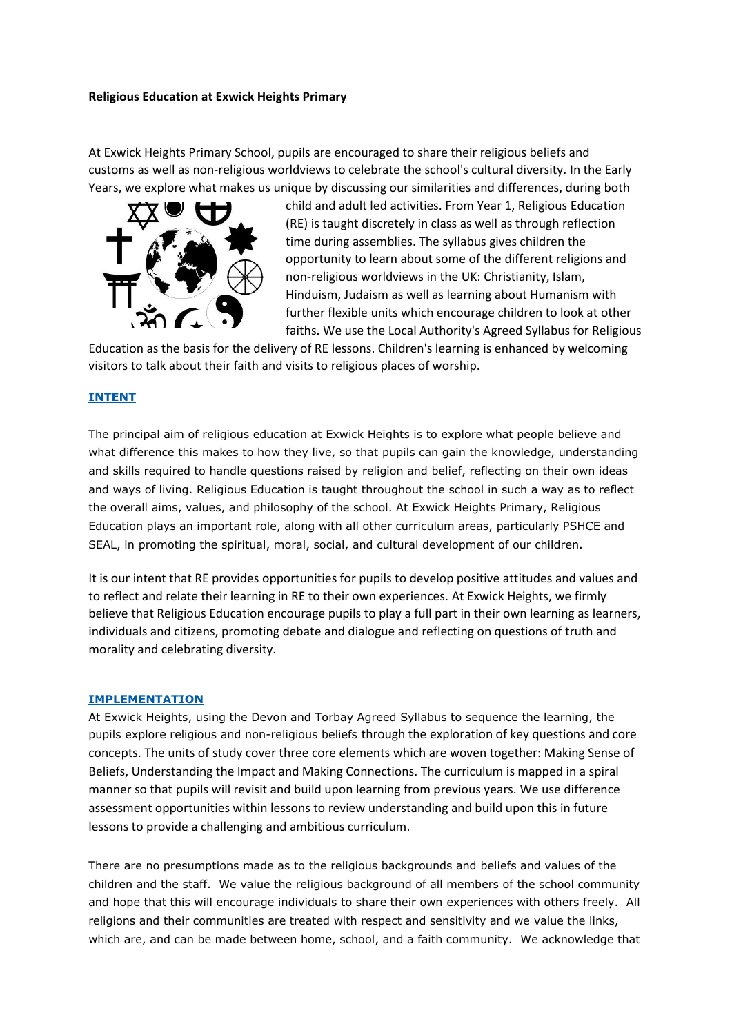**Religious Education at Exwick Heights Primary**

At Exwick Heights Primary School, pupils are encouraged to share their religious beliefs and customs as well as non-religious worldviews to celebrate the school's cultural diversity. In the Early Years, we explore what makes us unique by discussing our similarities and differences, during both child and adult led activities. From Year 1, Religious Education (RE) is taught discretely in class as well as through reflection time during assemblies. The syllabus gives children the opportunity to learn about some of the different religions and non-religious worldviews in the UK: Christianity, Islam, Hinduism, Judaism as well as learning about Humanism with further flexible units which encourage children to look at other faiths. We use the Local Authority's Agreed Syllabus for Religious Education as the basis for the delivery of RE lessons. Children's learning is enhanced by welcoming visitors to talk about their faith and visits to religious places of worship.

## INTENT

The principal aim of religious education at Exwick Heights is to explore what people believe and what difference this makes to how they live, so that pupils can gain the knowledge, understanding and skills required to handle questions raised by religion and belief, reflecting on their own ideas and ways of living. Religious Education is taught throughout the school in such a way as to reflect the overall aims, values, and philosophy of the school. At Exwick Heights Primary, Religious Education plays an important role, along with all other curriculum areas, particularly PSHCE and SEAL, in promoting the spiritual, moral, social, and cultural development of our children.

It is our intent that RE provides opportunities for pupils to develop positive attitudes and values and to reflect and relate their learning in RE to their own experiences. At Exwick Heights, we firmly believe that Religious Education encourage pupils to play a full part in their own learning as learners, individuals and citizens, promoting debate and dialogue and reflecting on questions of truth and morality and celebrating diversity.

## IMPLEMENTATION

At Exwick Heights, using the Devon and Torbay Agreed Syllabus to sequence the learning, the pupils explore religious and non-religious beliefs through the exploration of key questions and core concepts. The units of study cover three core elements which are woven together: Making Sense of Beliefs, Understanding the Impact and Making Connections. The curriculum is mapped in a spiral manner so that pupils will revisit and build upon learning from previous years. We use difference assessment opportunities within lessons to review understanding and build upon this in future lessons to provide a challenging and ambitious curriculum.

There are no presumptions made as to the religious backgrounds and beliefs and values of the children and the staff. We value the religious background of all members of the school community and hope that this will encourage individuals to share their own experiences with others freely. All religions and their communities are treated with respect and sensitivity and we value the links, which are, and can be made between home, school, and a faith community. We acknowledge that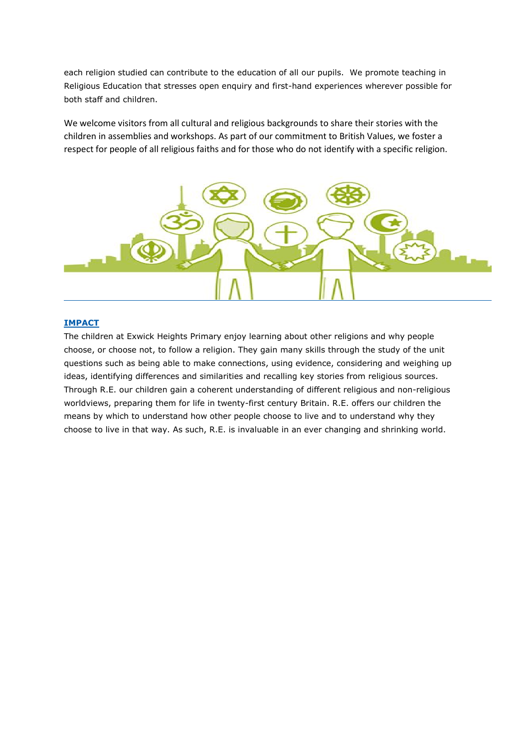each religion studied can contribute to the education of all our pupils. We promote teaching in Religious Education that stresses open enquiry and first-hand experiences wherever possible for both staff and children.

We welcome visitors from all cultural and religious backgrounds to share their stories with the children in assemblies and workshops. As part of our commitment to British Values, we foster a respect for people of all religious faiths and for those who do not identify with a specific religion.

## IMPACT

The children at Exwick Heights Primary enjoy learning about other religions and why people choose, or choose not, to follow a religion. They gain many skills through the study of the unit questions such as being able to make connections, using evidence, considering and weighing up ideas, identifying differences and similarities and recalling key stories from religious sources. Through R.E. our children gain a coherent understanding of different religious and non-religious worldviews, preparing them for life in twenty-first century Britain. R.E. offers our children the means by which to understand how other people choose to live and to understand why they choose to live in that way. As such, R.E. is invaluable in an ever changing and shrinking world.